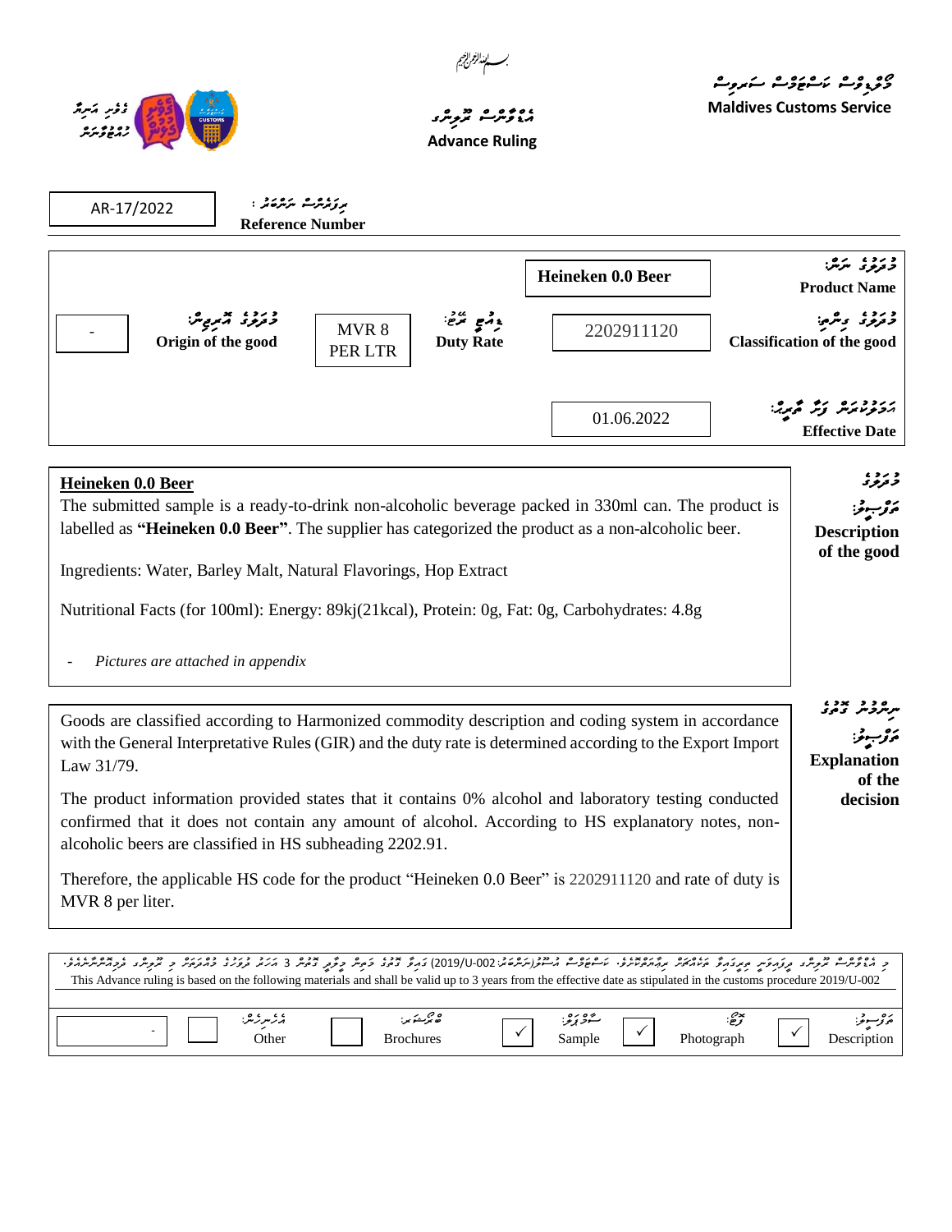بسم الله الرحمن الرحيم

**Maldives Customs Service**

**Advance Ruling**

**Reference Number**: AR-17/2022

| | | | |
|---|---|---|---|
| **Product Name** | **Heineken 0.0 Beer** | | |
| **Classification of the good** | 2202911120 | **Duty Rate** | MVR 8 PER LTR |
| **Origin of the good** | - | | |
| **Effective Date** | 01.06.2022 | | |

**Description of the good**

**Heineken 0.0 Beer**

The submitted sample is a ready-to-drink non-alcoholic beverage packed in 330ml can. The product is labelled as **"Heineken 0.0 Beer"**. The supplier has categorized the product as a non-alcoholic beer.

Ingredients: Water, Barley Malt, Natural Flavorings, Hop Extract

Nutritional Facts (for 100ml): Energy: 89kj(21kcal), Protein: 0g, Fat: 0g, Carbohydrates: 4.8g

- *Pictures are attached in appendix*

**Explanation of the decision**

Goods are classified according to Harmonized commodity description and coding system in accordance with the General Interpretative Rules (GIR) and the duty rate is determined according to the Export Import Law 31/79.

The product information provided states that it contains 0% alcohol and laboratory testing conducted confirmed that it does not contain any amount of alcohol. According to HS explanatory notes, non-alcoholic beers are classified in HS subheading 2202.91.

Therefore, the applicable HS code for the product "Heineken 0.0 Beer" is 2202911120 and rate of duty is MVR 8 per liter.

This Advance ruling is based on the following materials and shall be valid up to 3 years from the effective date as stipulated in the customs procedure 2019/U-002

| Description | Photograph | Sample | Brochures | Other | |
|---|---|---|---|---|---|
| ✓ | ✓ | ✓ | | | - |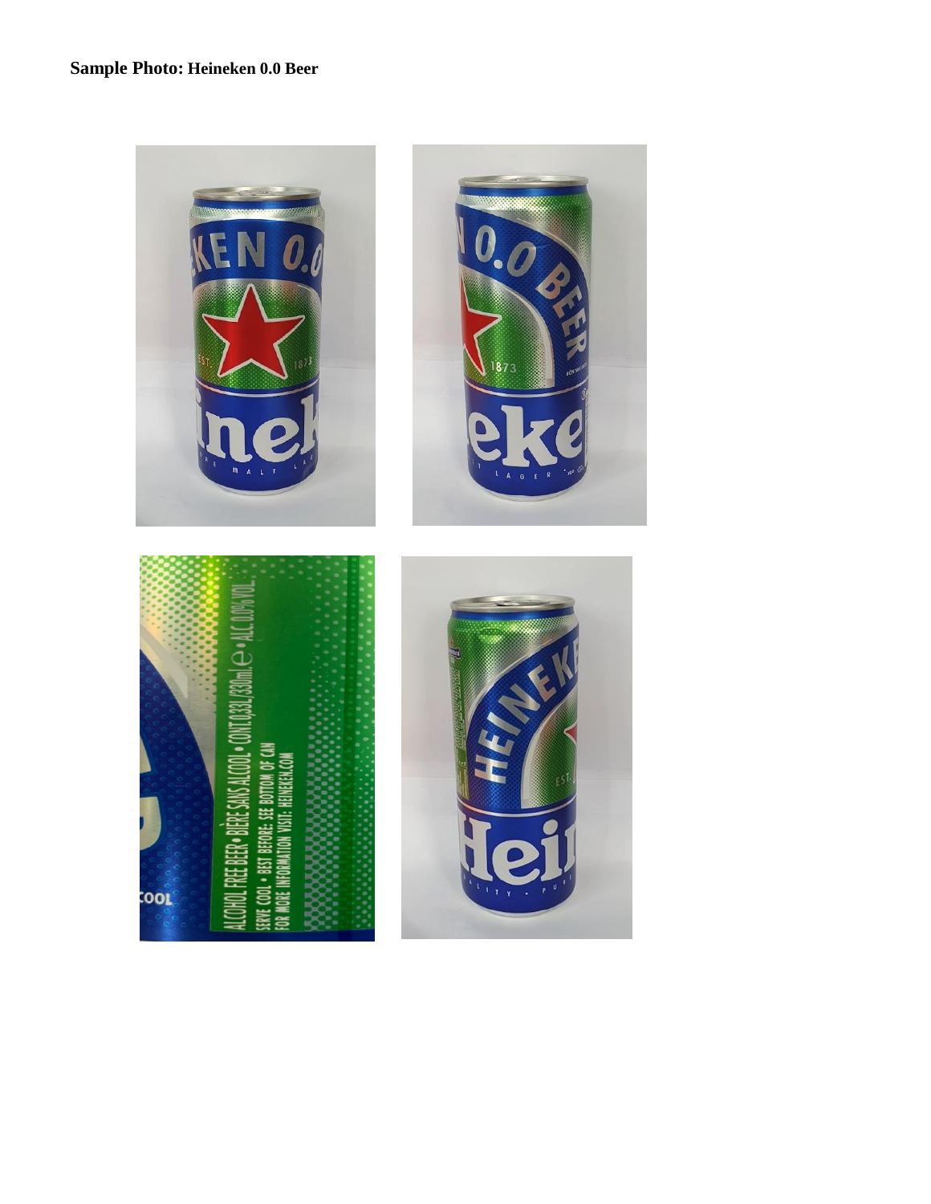**Sample Photo:** **Heineken 0.0 Beer**